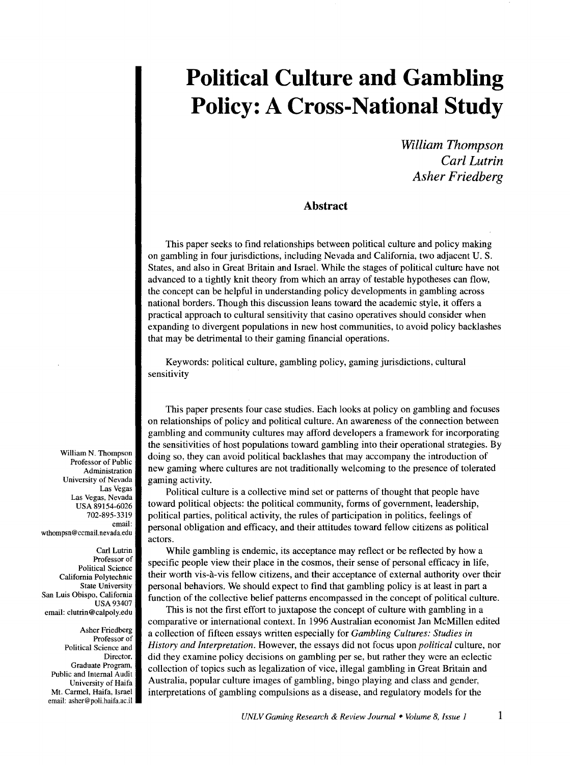# Political Culture and Gambling Policy: A Cross-National Study

*William Thompson*
*Carl Lutrin*
*Asher Friedberg*

## Abstract

This paper seeks to find relationships between political culture and policy making on gambling in four jurisdictions, including Nevada and California, two adjacent U. S. States, and also in Great Britain and Israel. While the stages of political culture have not advanced to a tightly knit theory from which an array of testable hypotheses can flow, the concept can be helpful in understanding policy developments in gambling across national borders. Though this discussion leans toward the academic style, it offers a practical approach to cultural sensitivity that casino operatives should consider when expanding to divergent populations in new host communities, to avoid policy backlashes that may be detrimental to their gaming financial operations.

Keywords: political culture, gambling policy, gaming jurisdictions, cultural sensitivity

William N. Thompson
Professor of Public Administration
University of Nevada Las Vegas
Las Vegas, Nevada
USA 89154-6026
702-895-3319
email: wthompsn@ccmail.nevada.edu

Carl Lutrin
Professor of Political Science
California Polytechnic State University
San Luis Obispo, California
USA 93407
email: clutrin@calpoly.edu

Asher Friedberg
Professor of Political Science and Director, Graduate Program, Public and Internal Audit
University of Haifa
Mt. Carmel, Haifa, Israel
email: asher@poli.haifa.ac.il

This paper presents four case studies. Each looks at policy on gambling and focuses on relationships of policy and political culture. An awareness of the connection between gambling and community cultures may afford developers a framework for incorporating the sensitivities of host populations toward gambling into their operational strategies. By doing so, they can avoid political backlashes that may accompany the introduction of new gaming where cultures are not traditionally welcoming to the presence of tolerated gaming activity.

Political culture is a collective mind set or patterns of thought that people have toward political objects: the political community, forms of government, leadership, political parties, political activity, the rules of participation in politics, feelings of personal obligation and efficacy, and their attitudes toward fellow citizens as political actors.

While gambling is endemic, its acceptance may reflect or be reflected by how a specific people view their place in the cosmos, their sense of personal efficacy in life, their worth vis-à-vis fellow citizens, and their acceptance of external authority over their personal behaviors. We should expect to find that gambling policy is at least in part a function of the collective belief patterns encompassed in the concept of political culture.

This is not the first effort to juxtapose the concept of culture with gambling in a comparative or international context. In 1996 Australian economist Jan McMillen edited a collection of fifteen essays written especially for *Gambling Cultures: Studies in History and Interpretation*. However, the essays did not focus upon *political* culture, nor did they examine policy decisions on gambling per se, but rather they were an eclectic collection of topics such as legalization of vice, illegal gambling in Great Britain and Australia, popular culture images of gambling, bingo playing and class and gender, interpretations of gambling compulsions as a disease, and regulatory models for the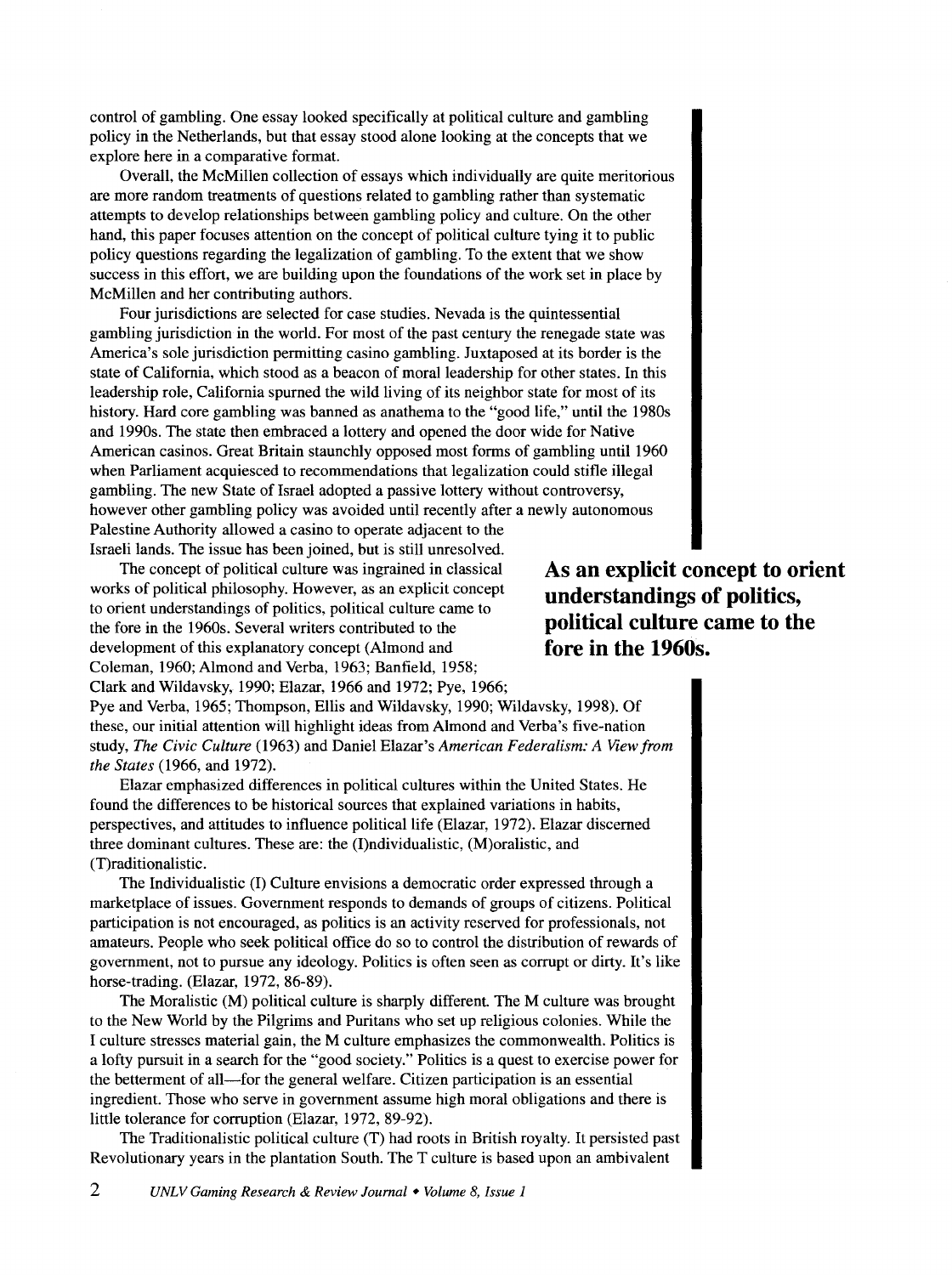control of gambling. One essay looked specifically at political culture and gambling policy in the Netherlands, but that essay stood alone looking at the concepts that we explore here in a comparative format.

Overall, the McMillen collection of essays which individually are quite meritorious are more random treatments of questions related to gambling rather than systematic attempts to develop relationships between gambling policy and culture. On the other hand, this paper focuses attention on the concept of political culture tying it to public policy questions regarding the legalization of gambling. To the extent that we show success in this effort, we are building upon the foundations of the work set in place by McMillen and her contributing authors.

Four jurisdictions are selected for case studies. Nevada is the quintessential gambling jurisdiction in the world. For most of the past century the renegade state was America's sole jurisdiction permitting casino gambling. Juxtaposed at its border is the state of California, which stood as a beacon of moral leadership for other states. In this leadership role, California spurned the wild living of its neighbor state for most of its history. Hard core gambling was banned as anathema to the "good life," until the 1980s and 1990s. The state then embraced a lottery and opened the door wide for Native American casinos. Great Britain staunchly opposed most forms of gambling until 1960 when Parliament acquiesced to recommendations that legalization could stifle illegal gambling. The new State of Israel adopted a passive lottery without controversy, however other gambling policy was avoided until recently after a newly autonomous Palestine Authority allowed a casino to operate adjacent to the Israeli lands. The issue has been joined, but is still unresolved.

**As an explicit concept to orient understandings of politics, political culture came to the fore in the 1960s.**

The concept of political culture was ingrained in classical works of political philosophy. However, as an explicit concept to orient understandings of politics, political culture came to the fore in the 1960s. Several writers contributed to the development of this explanatory concept (Almond and Coleman, 1960; Almond and Verba, 1963; Banfield, 1958; Clark and Wildavsky, 1990; Elazar, 1966 and 1972; Pye, 1966; Pye and Verba, 1965; Thompson, Ellis and Wildavsky, 1990; Wildavsky, 1998). Of these, our initial attention will highlight ideas from Almond and Verba's five-nation study, *The Civic Culture* (1963) and Daniel Elazar's *American Federalism: A View from the States* (1966, and 1972).

Elazar emphasized differences in political cultures within the United States. He found the differences to be historical sources that explained variations in habits, perspectives, and attitudes to influence political life (Elazar, 1972). Elazar discerned three dominant cultures. These are: the (I)ndividualistic, (M)oralistic, and (T)raditionalistic.

The Individualistic (I) Culture envisions a democratic order expressed through a marketplace of issues. Government responds to demands of groups of citizens. Political participation is not encouraged, as politics is an activity reserved for professionals, not amateurs. People who seek political office do so to control the distribution of rewards of government, not to pursue any ideology. Politics is often seen as corrupt or dirty. It's like horse-trading. (Elazar, 1972, 86-89).

The Moralistic (M) political culture is sharply different. The M culture was brought to the New World by the Pilgrims and Puritans who set up religious colonies. While the I culture stresses material gain, the M culture emphasizes the commonwealth. Politics is a lofty pursuit in a search for the "good society." Politics is a quest to exercise power for the betterment of all—for the general welfare. Citizen participation is an essential ingredient. Those who serve in government assume high moral obligations and there is little tolerance for corruption (Elazar, 1972, 89-92).

The Traditionalistic political culture (T) had roots in British royalty. It persisted past Revolutionary years in the plantation South. The T culture is based upon an ambivalent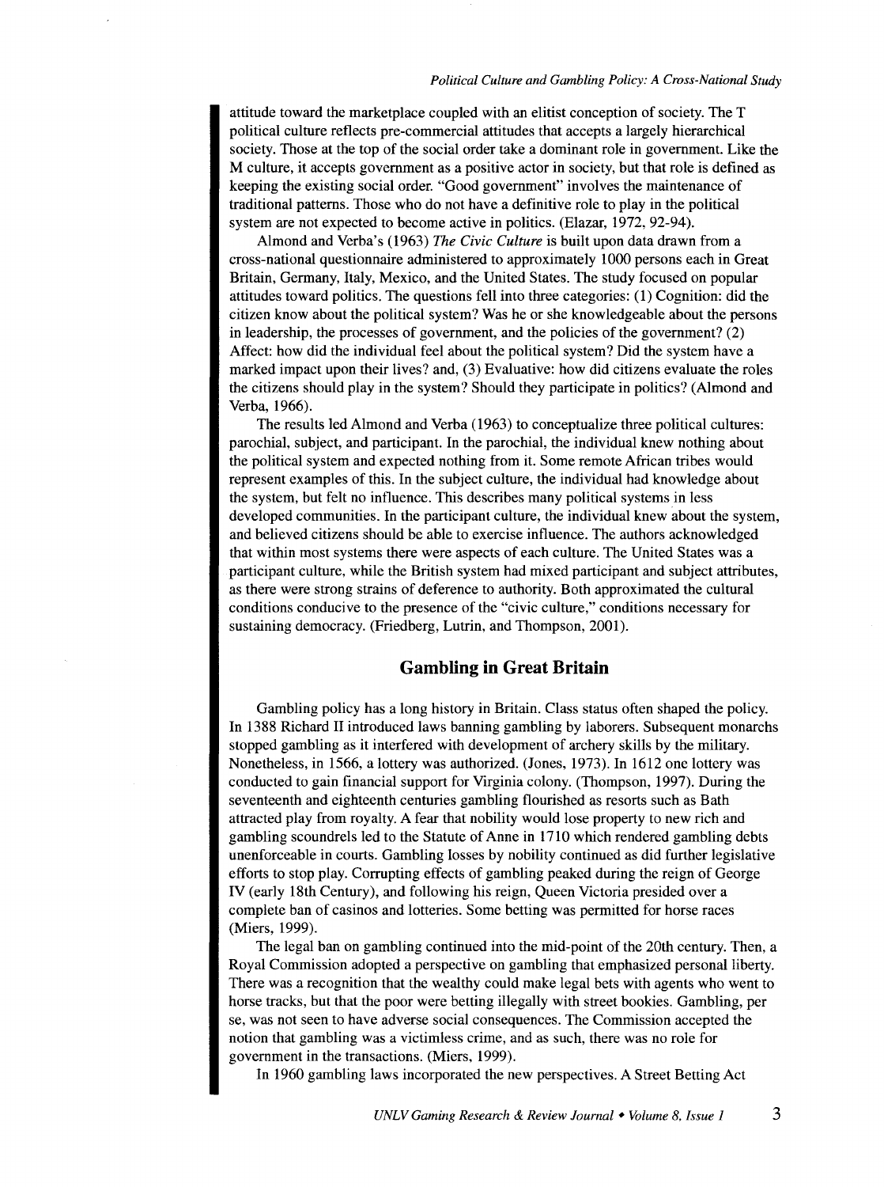attitude toward the marketplace coupled with an elitist conception of society. The T political culture reflects pre-commercial attitudes that accepts a largely hierarchical society. Those at the top of the social order take a dominant role in government. Like the M culture, it accepts government as a positive actor in society, but that role is defined as keeping the existing social order. "Good government" involves the maintenance of traditional patterns. Those who do not have a definitive role to play in the political system are not expected to become active in politics. (Elazar, 1972, 92-94).

Almond and Verba's (1963) *The Civic Culture* is built upon data drawn from a cross-national questionnaire administered to approximately 1000 persons each in Great Britain, Germany, Italy, Mexico, and the United States. The study focused on popular attitudes toward politics. The questions fell into three categories: (1) Cognition: did the citizen know about the political system? Was he or she knowledgeable about the persons in leadership, the processes of government, and the policies of the government? (2) Affect: how did the individual feel about the political system? Did the system have a marked impact upon their lives? and, (3) Evaluative: how did citizens evaluate the roles the citizens should play in the system? Should they participate in politics? (Almond and Verba, 1966).

The results led Almond and Verba (1963) to conceptualize three political cultures: parochial, subject, and participant. In the parochial, the individual knew nothing about the political system and expected nothing from it. Some remote African tribes would represent examples of this. In the subject culture, the individual had knowledge about the system, but felt no influence. This describes many political systems in less developed communities. In the participant culture, the individual knew about the system, and believed citizens should be able to exercise influence. The authors acknowledged that within most systems there were aspects of each culture. The United States was a participant culture, while the British system had mixed participant and subject attributes, as there were strong strains of deference to authority. Both approximated the cultural conditions conducive to the presence of the "civic culture," conditions necessary for sustaining democracy. (Friedberg, Lutrin, and Thompson, 2001).

## Gambling in Great Britain

Gambling policy has a long history in Britain. Class status often shaped the policy. In 1388 Richard II introduced laws banning gambling by laborers. Subsequent monarchs stopped gambling as it interfered with development of archery skills by the military. Nonetheless, in 1566, a lottery was authorized. (Jones, 1973). In 1612 one lottery was conducted to gain financial support for Virginia colony. (Thompson, 1997). During the seventeenth and eighteenth centuries gambling flourished as resorts such as Bath attracted play from royalty. A fear that nobility would lose property to new rich and gambling scoundrels led to the Statute of Anne in 1710 which rendered gambling debts unenforceable in courts. Gambling losses by nobility continued as did further legislative efforts to stop play. Corrupting effects of gambling peaked during the reign of George IV (early 18th Century), and following his reign, Queen Victoria presided over a complete ban of casinos and lotteries. Some betting was permitted for horse races (Miers, 1999).

The legal ban on gambling continued into the mid-point of the 20th century. Then, a Royal Commission adopted a perspective on gambling that emphasized personal liberty. There was a recognition that the wealthy could make legal bets with agents who went to horse tracks, but that the poor were betting illegally with street bookies. Gambling, per se, was not seen to have adverse social consequences. The Commission accepted the notion that gambling was a victimless crime, and as such, there was no role for government in the transactions. (Miers, 1999).

In 1960 gambling laws incorporated the new perspectives. A Street Betting Act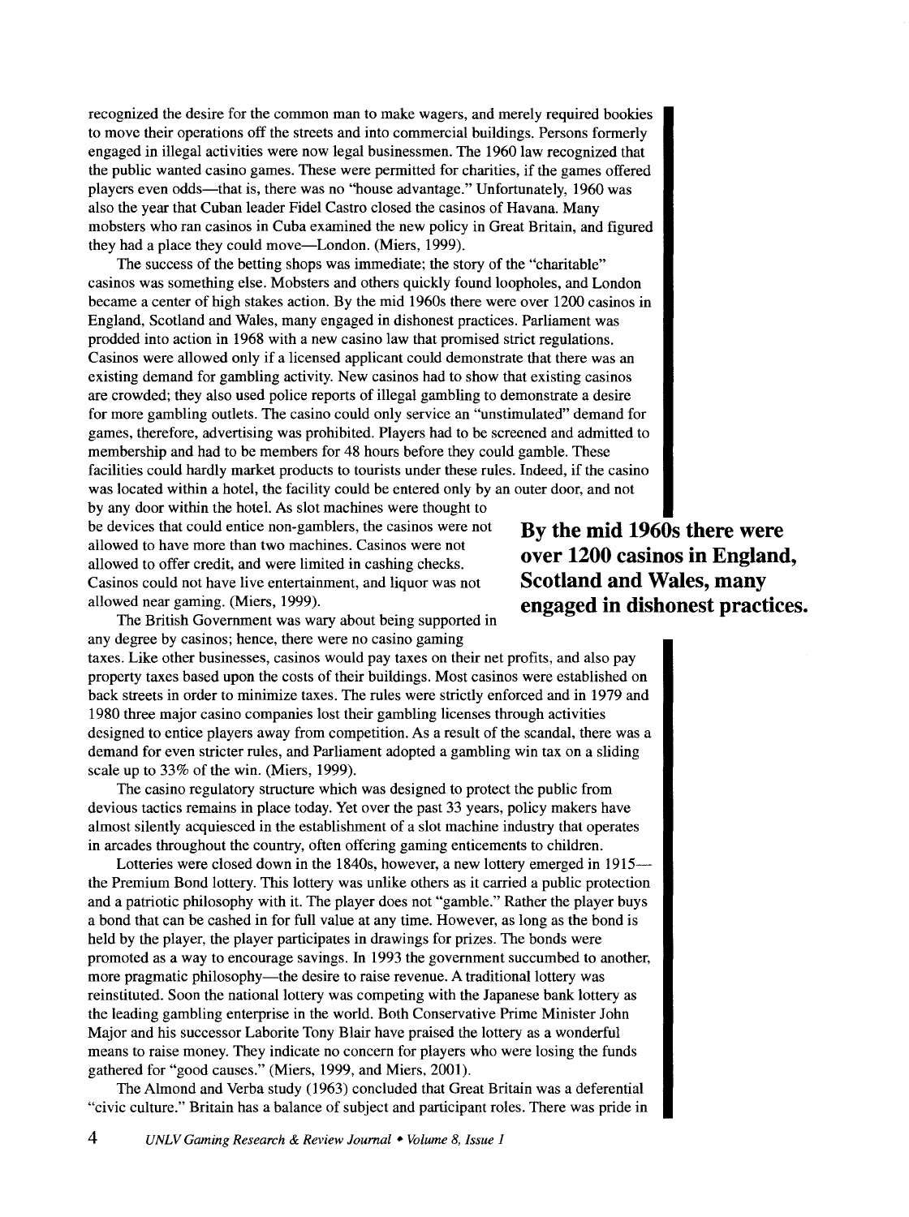recognized the desire for the common man to make wagers, and merely required bookies to move their operations off the streets and into commercial buildings. Persons formerly engaged in illegal activities were now legal businessmen. The 1960 law recognized that the public wanted casino games. These were permitted for charities, if the games offered players even odds—that is, there was no "house advantage." Unfortunately, 1960 was also the year that Cuban leader Fidel Castro closed the casinos of Havana. Many mobsters who ran casinos in Cuba examined the new policy in Great Britain, and figured they had a place they could move—London. (Miers, 1999).

The success of the betting shops was immediate; the story of the "charitable" casinos was something else. Mobsters and others quickly found loopholes, and London became a center of high stakes action. By the mid 1960s there were over 1200 casinos in England, Scotland and Wales, many engaged in dishonest practices. Parliament was prodded into action in 1968 with a new casino law that promised strict regulations. Casinos were allowed only if a licensed applicant could demonstrate that there was an existing demand for gambling activity. New casinos had to show that existing casinos are crowded; they also used police reports of illegal gambling to demonstrate a desire for more gambling outlets. The casino could only service an "unstimulated" demand for games, therefore, advertising was prohibited. Players had to be screened and admitted to membership and had to be members for 48 hours before they could gamble. These facilities could hardly market products to tourists under these rules. Indeed, if the casino was located within a hotel, the facility could be entered only by an outer door, and not by any door within the hotel. As slot machines were thought to be devices that could entice non-gamblers, the casinos were not allowed to have more than two machines. Casinos were not allowed to offer credit, and were limited in cashing checks. Casinos could not have live entertainment, and liquor was not allowed near gaming. (Miers, 1999).

**By the mid 1960s there were over 1200 casinos in England, Scotland and Wales, many engaged in dishonest practices.**

The British Government was wary about being supported in any degree by casinos; hence, there were no casino gaming taxes. Like other businesses, casinos would pay taxes on their net profits, and also pay property taxes based upon the costs of their buildings. Most casinos were established on back streets in order to minimize taxes. The rules were strictly enforced and in 1979 and 1980 three major casino companies lost their gambling licenses through activities designed to entice players away from competition. As a result of the scandal, there was a demand for even stricter rules, and Parliament adopted a gambling win tax on a sliding scale up to 33% of the win. (Miers, 1999).

The casino regulatory structure which was designed to protect the public from devious tactics remains in place today. Yet over the past 33 years, policy makers have almost silently acquiesced in the establishment of a slot machine industry that operates in arcades throughout the country, often offering gaming enticements to children.

Lotteries were closed down in the 1840s, however, a new lottery emerged in 1915—the Premium Bond lottery. This lottery was unlike others as it carried a public protection and a patriotic philosophy with it. The player does not "gamble." Rather the player buys a bond that can be cashed in for full value at any time. However, as long as the bond is held by the player, the player participates in drawings for prizes. The bonds were promoted as a way to encourage savings. In 1993 the government succumbed to another, more pragmatic philosophy—the desire to raise revenue. A traditional lottery was reinstituted. Soon the national lottery was competing with the Japanese bank lottery as the leading gambling enterprise in the world. Both Conservative Prime Minister John Major and his successor Laborite Tony Blair have praised the lottery as a wonderful means to raise money. They indicate no concern for players who were losing the funds gathered for "good causes." (Miers, 1999, and Miers, 2001).

The Almond and Verba study (1963) concluded that Great Britain was a deferential "civic culture." Britain has a balance of subject and participant roles. There was pride in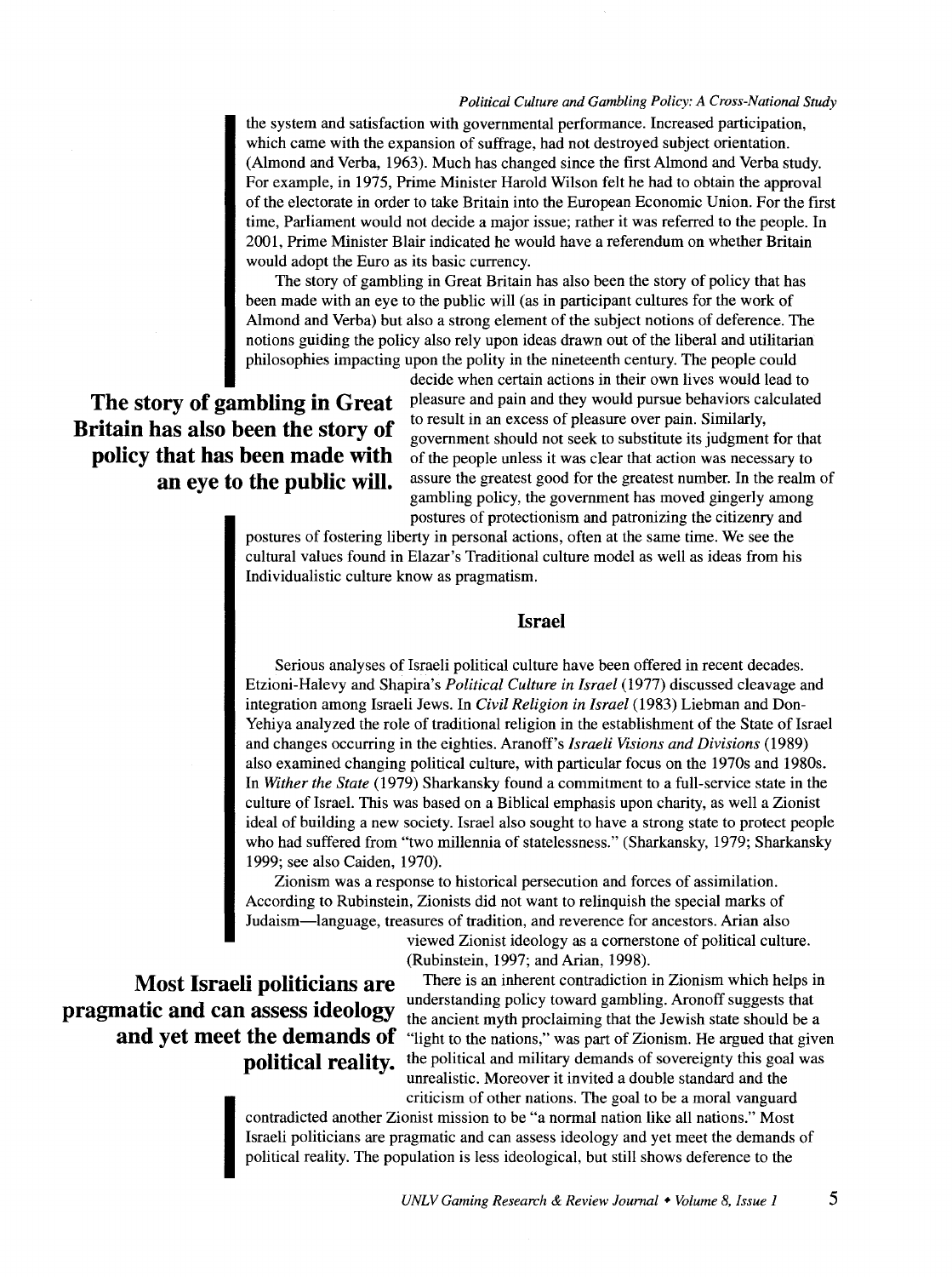the system and satisfaction with governmental performance. Increased participation, which came with the expansion of suffrage, had not destroyed subject orientation. (Almond and Verba, 1963). Much has changed since the first Almond and Verba study. For example, in 1975, Prime Minister Harold Wilson felt he had to obtain the approval of the electorate in order to take Britain into the European Economic Union. For the first time, Parliament would not decide a major issue; rather it was referred to the people. In 2001, Prime Minister Blair indicated he would have a referendum on whether Britain would adopt the Euro as its basic currency.

The story of gambling in Great Britain has also been the story of policy that has been made with an eye to the public will (as in participant cultures for the work of Almond and Verba) but also a strong element of the subject notions of deference. The notions guiding the policy also rely upon ideas drawn out of the liberal and utilitarian philosophies impacting upon the polity in the nineteenth century. The people could decide when certain actions in their own lives would lead to pleasure and pain and they would pursue behaviors calculated to result in an excess of pleasure over pain. Similarly, government should not seek to substitute its judgment for that of the people unless it was clear that action was necessary to assure the greatest good for the greatest number. In the realm of gambling policy, the government has moved gingerly among postures of protectionism and patronizing the citizenry and postures of fostering liberty in personal actions, often at the same time. We see the cultural values found in Elazar's Traditional culture model as well as ideas from his Individualistic culture know as pragmatism.

**The story of gambling in Great Britain has also been the story of policy that has been made with an eye to the public will.**

## Israel

Serious analyses of Israeli political culture have been offered in recent decades. Etzioni-Halevy and Shapira's *Political Culture in Israel* (1977) discussed cleavage and integration among Israeli Jews. In *Civil Religion in Israel* (1983) Liebman and Don-Yehiya analyzed the role of traditional religion in the establishment of the State of Israel and changes occurring in the eighties. Aranoff's *Israeli Visions and Divisions* (1989) also examined changing political culture, with particular focus on the 1970s and 1980s. In *Wither the State* (1979) Sharkansky found a commitment to a full-service state in the culture of Israel. This was based on a Biblical emphasis upon charity, as well a Zionist ideal of building a new society. Israel also sought to have a strong state to protect people who had suffered from "two millennia of statelessness." (Sharkansky, 1979; Sharkansky 1999; see also Caiden, 1970).

Zionism was a response to historical persecution and forces of assimilation. According to Rubinstein, Zionists did not want to relinquish the special marks of Judaism—language, treasures of tradition, and reverence for ancestors. Arian also viewed Zionist ideology as a cornerstone of political culture. (Rubinstein, 1997; and Arian, 1998).

**Most Israeli politicians are pragmatic and can assess ideology and yet meet the demands of political reality.**

There is an inherent contradiction in Zionism which helps in understanding policy toward gambling. Aronoff suggests that the ancient myth proclaiming that the Jewish state should be a "light to the nations," was part of Zionism. He argued that given the political and military demands of sovereignty this goal was unrealistic. Moreover it invited a double standard and the criticism of other nations. The goal to be a moral vanguard contradicted another Zionist mission to be "a normal nation like all nations." Most Israeli politicians are pragmatic and can assess ideology and yet meet the demands of political reality. The population is less ideological, but still shows deference to the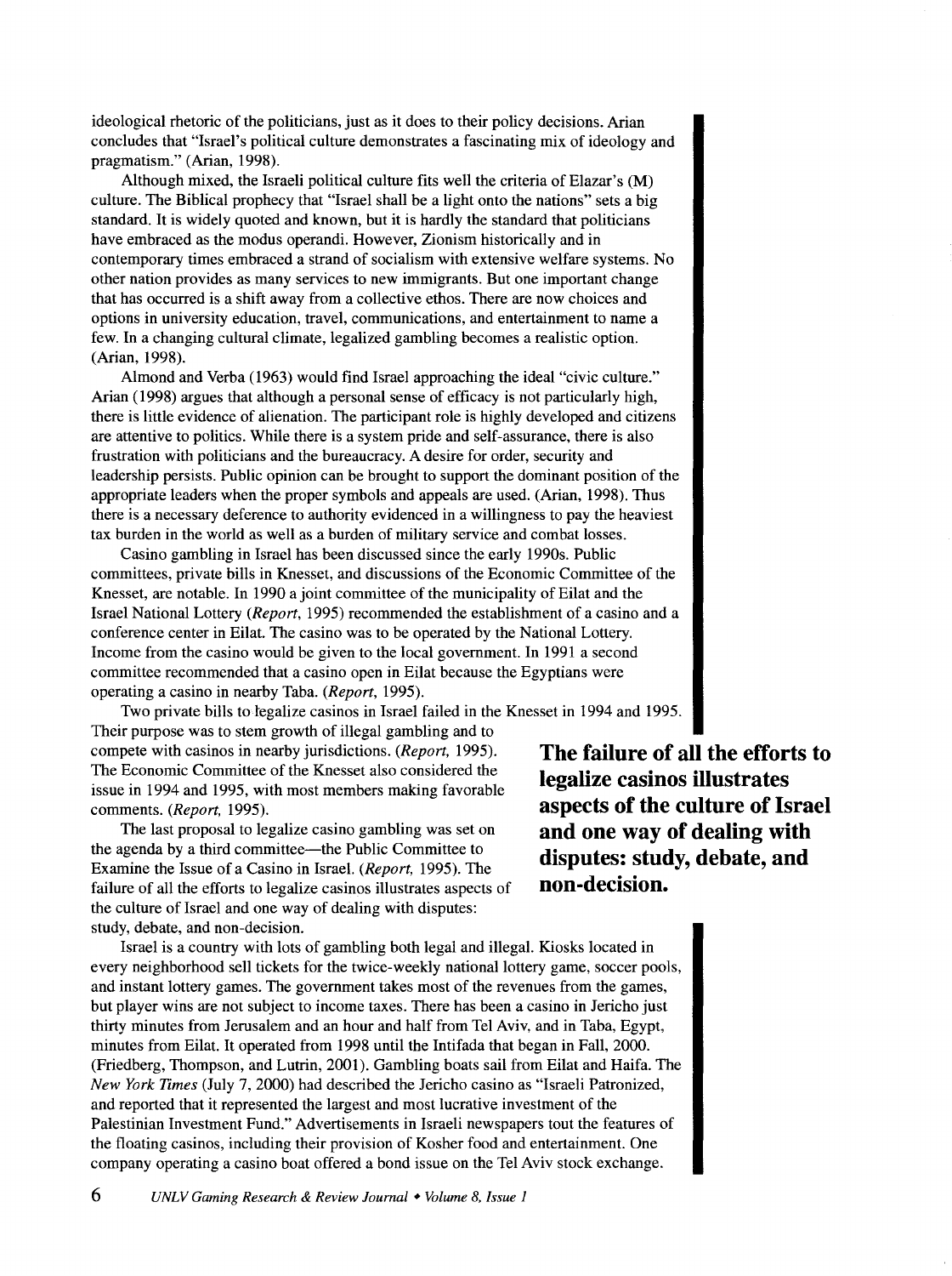ideological rhetoric of the politicians, just as it does to their policy decisions. Arian concludes that "Israel's political culture demonstrates a fascinating mix of ideology and pragmatism." (Arian, 1998).

Although mixed, the Israeli political culture fits well the criteria of Elazar's (M) culture. The Biblical prophecy that "Israel shall be a light onto the nations" sets a big standard. It is widely quoted and known, but it is hardly the standard that politicians have embraced as the modus operandi. However, Zionism historically and in contemporary times embraced a strand of socialism with extensive welfare systems. No other nation provides as many services to new immigrants. But one important change that has occurred is a shift away from a collective ethos. There are now choices and options in university education, travel, communications, and entertainment to name a few. In a changing cultural climate, legalized gambling becomes a realistic option. (Arian, 1998).

Almond and Verba (1963) would find Israel approaching the ideal "civic culture." Arian (1998) argues that although a personal sense of efficacy is not particularly high, there is little evidence of alienation. The participant role is highly developed and citizens are attentive to politics. While there is a system pride and self-assurance, there is also frustration with politicians and the bureaucracy. A desire for order, security and leadership persists. Public opinion can be brought to support the dominant position of the appropriate leaders when the proper symbols and appeals are used. (Arian, 1998). Thus there is a necessary deference to authority evidenced in a willingness to pay the heaviest tax burden in the world as well as a burden of military service and combat losses.

Casino gambling in Israel has been discussed since the early 1990s. Public committees, private bills in Knesset, and discussions of the Economic Committee of the Knesset, are notable. In 1990 a joint committee of the municipality of Eilat and the Israel National Lottery (*Report*, 1995) recommended the establishment of a casino and a conference center in Eilat. The casino was to be operated by the National Lottery. Income from the casino would be given to the local government. In 1991 a second committee recommended that a casino open in Eilat because the Egyptians were operating a casino in nearby Taba. (*Report*, 1995).

Two private bills to legalize casinos in Israel failed in the Knesset in 1994 and 1995. Their purpose was to stem growth of illegal gambling and to compete with casinos in nearby jurisdictions. (*Report*, 1995). The Economic Committee of the Knesset also considered the issue in 1994 and 1995, with most members making favorable comments. (*Report*, 1995).

The last proposal to legalize casino gambling was set on the agenda by a third committee—the Public Committee to Examine the Issue of a Casino in Israel. (*Report*, 1995). The failure of all the efforts to legalize casinos illustrates aspects of the culture of Israel and one way of dealing with disputes: study, debate, and non-decision.

**The failure of all the efforts to legalize casinos illustrates aspects of the culture of Israel and one way of dealing with disputes: study, debate, and non-decision.**

Israel is a country with lots of gambling both legal and illegal. Kiosks located in every neighborhood sell tickets for the twice-weekly national lottery game, soccer pools, and instant lottery games. The government takes most of the revenues from the games, but player wins are not subject to income taxes. There has been a casino in Jericho just thirty minutes from Jerusalem and an hour and half from Tel Aviv, and in Taba, Egypt, minutes from Eilat. It operated from 1998 until the Intifada that began in Fall, 2000. (Friedberg, Thompson, and Lutrin, 2001). Gambling boats sail from Eilat and Haifa. The *New York Times* (July 7, 2000) had described the Jericho casino as "Israeli Patronized, and reported that it represented the largest and most lucrative investment of the Palestinian Investment Fund." Advertisements in Israeli newspapers tout the features of the floating casinos, including their provision of Kosher food and entertainment. One company operating a casino boat offered a bond issue on the Tel Aviv stock exchange.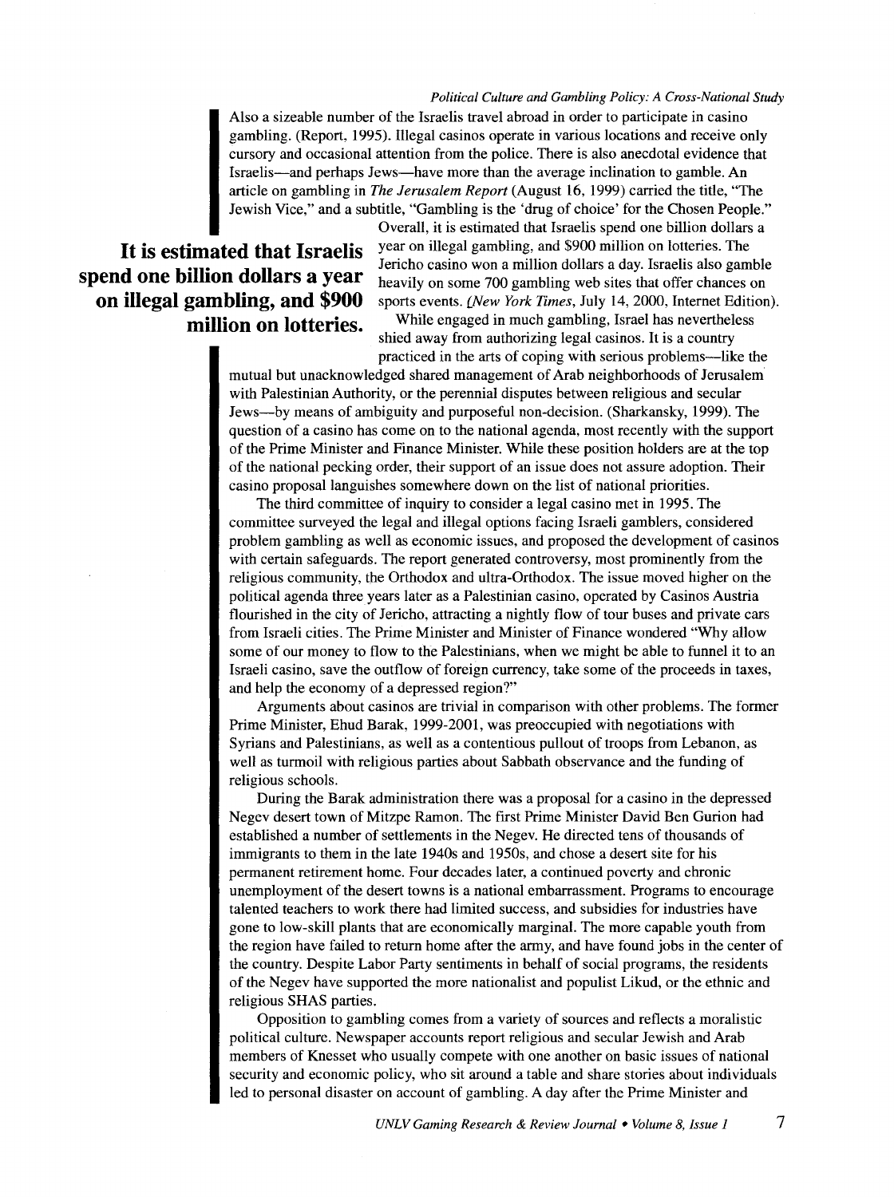Also a sizeable number of the Israelis travel abroad in order to participate in casino gambling. (Report, 1995). Illegal casinos operate in various locations and receive only cursory and occasional attention from the police. There is also anecdotal evidence that Israelis—and perhaps Jews—have more than the average inclination to gamble. An article on gambling in *The Jerusalem Report* (August 16, 1999) carried the title, "The Jewish Vice," and a subtitle, "Gambling is the 'drug of choice' for the Chosen People."

**It is estimated that Israelis spend one billion dollars a year on illegal gambling, and $900 million on lotteries.**

Overall, it is estimated that Israelis spend one billion dollars a year on illegal gambling, and $900 million on lotteries. The Jericho casino won a million dollars a day. Israelis also gamble heavily on some 700 gambling web sites that offer chances on sports events. (*New York Times*, July 14, 2000, Internet Edition).

While engaged in much gambling, Israel has nevertheless shied away from authorizing legal casinos. It is a country practiced in the arts of coping with serious problems—like the mutual but unacknowledged shared management of Arab neighborhoods of Jerusalem with Palestinian Authority, or the perennial disputes between religious and secular Jews—by means of ambiguity and purposeful non-decision. (Sharkansky, 1999). The question of a casino has come on to the national agenda, most recently with the support of the Prime Minister and Finance Minister. While these position holders are at the top of the national pecking order, their support of an issue does not assure adoption. Their casino proposal languishes somewhere down on the list of national priorities.

The third committee of inquiry to consider a legal casino met in 1995. The committee surveyed the legal and illegal options facing Israeli gamblers, considered problem gambling as well as economic issues, and proposed the development of casinos with certain safeguards. The report generated controversy, most prominently from the religious community, the Orthodox and ultra-Orthodox. The issue moved higher on the political agenda three years later as a Palestinian casino, operated by Casinos Austria flourished in the city of Jericho, attracting a nightly flow of tour buses and private cars from Israeli cities. The Prime Minister and Minister of Finance wondered "Why allow some of our money to flow to the Palestinians, when we might be able to funnel it to an Israeli casino, save the outflow of foreign currency, take some of the proceeds in taxes, and help the economy of a depressed region?"

Arguments about casinos are trivial in comparison with other problems. The former Prime Minister, Ehud Barak, 1999-2001, was preoccupied with negotiations with Syrians and Palestinians, as well as a contentious pullout of troops from Lebanon, as well as turmoil with religious parties about Sabbath observance and the funding of religious schools.

During the Barak administration there was a proposal for a casino in the depressed Negev desert town of Mitzpe Ramon. The first Prime Minister David Ben Gurion had established a number of settlements in the Negev. He directed tens of thousands of immigrants to them in the late 1940s and 1950s, and chose a desert site for his permanent retirement home. Four decades later, a continued poverty and chronic unemployment of the desert towns is a national embarrassment. Programs to encourage talented teachers to work there had limited success, and subsidies for industries have gone to low-skill plants that are economically marginal. The more capable youth from the region have failed to return home after the army, and have found jobs in the center of the country. Despite Labor Party sentiments in behalf of social programs, the residents of the Negev have supported the more nationalist and populist Likud, or the ethnic and religious SHAS parties.

Opposition to gambling comes from a variety of sources and reflects a moralistic political culture. Newspaper accounts report religious and secular Jewish and Arab members of Knesset who usually compete with one another on basic issues of national security and economic policy, who sit around a table and share stories about individuals led to personal disaster on account of gambling. A day after the Prime Minister and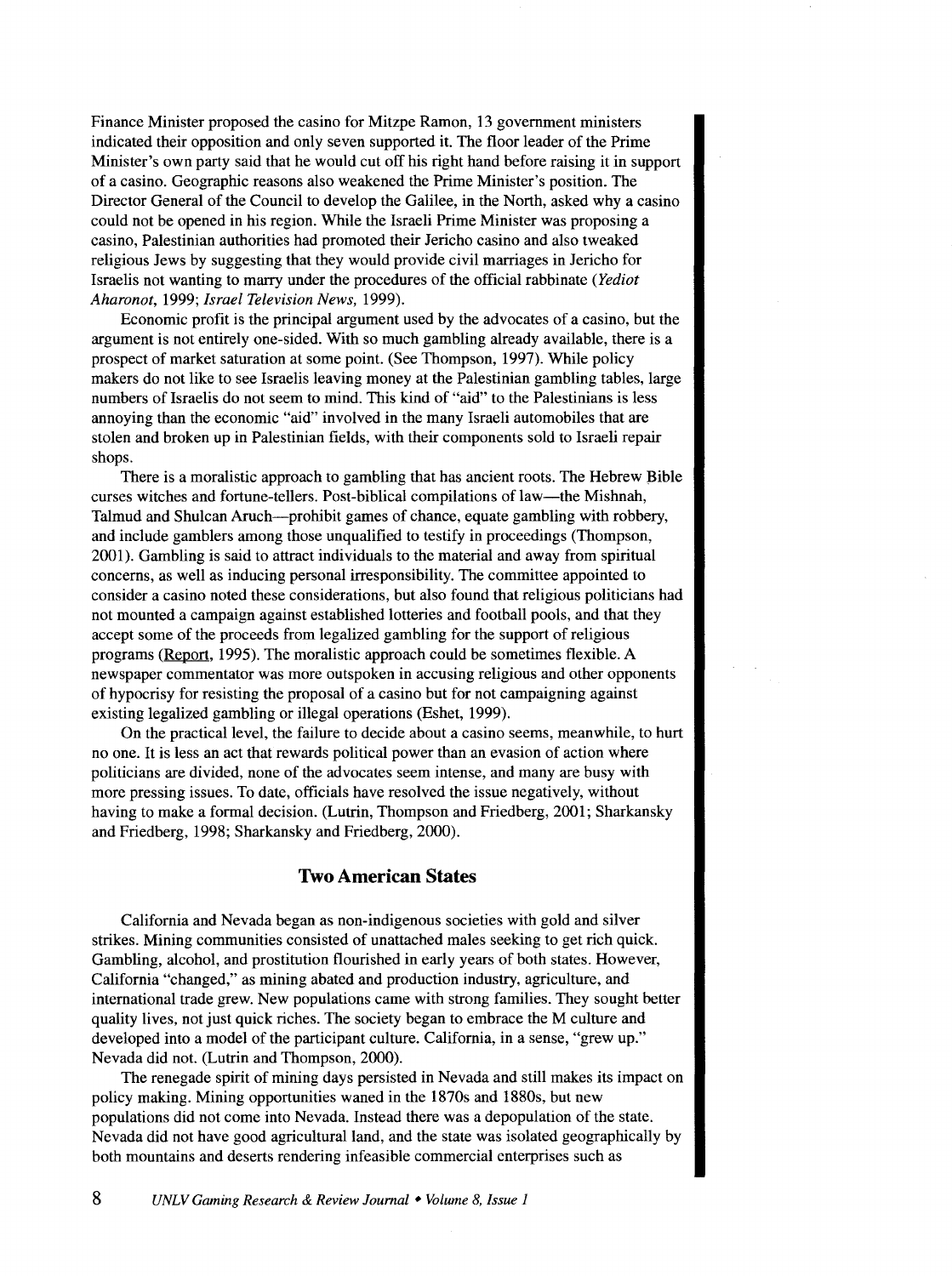Finance Minister proposed the casino for Mitzpe Ramon, 13 government ministers indicated their opposition and only seven supported it. The floor leader of the Prime Minister's own party said that he would cut off his right hand before raising it in support of a casino. Geographic reasons also weakened the Prime Minister's position. The Director General of the Council to develop the Galilee, in the North, asked why a casino could not be opened in his region. While the Israeli Prime Minister was proposing a casino, Palestinian authorities had promoted their Jericho casino and also tweaked religious Jews by suggesting that they would provide civil marriages in Jericho for Israelis not wanting to marry under the procedures of the official rabbinate (*Yediot Aharonot*, 1999; *Israel Television News*, 1999).

Economic profit is the principal argument used by the advocates of a casino, but the argument is not entirely one-sided. With so much gambling already available, there is a prospect of market saturation at some point. (See Thompson, 1997). While policy makers do not like to see Israelis leaving money at the Palestinian gambling tables, large numbers of Israelis do not seem to mind. This kind of "aid" to the Palestinians is less annoying than the economic "aid" involved in the many Israeli automobiles that are stolen and broken up in Palestinian fields, with their components sold to Israeli repair shops.

There is a moralistic approach to gambling that has ancient roots. The Hebrew Bible curses witches and fortune-tellers. Post-biblical compilations of law—the Mishnah, Talmud and Shulcan Aruch—prohibit games of chance, equate gambling with robbery, and include gamblers among those unqualified to testify in proceedings (Thompson, 2001). Gambling is said to attract individuals to the material and away from spiritual concerns, as well as inducing personal irresponsibility. The committee appointed to consider a casino noted these considerations, but also found that religious politicians had not mounted a campaign against established lotteries and football pools, and that they accept some of the proceeds from legalized gambling for the support of religious programs (Report, 1995). The moralistic approach could be sometimes flexible. A newspaper commentator was more outspoken in accusing religious and other opponents of hypocrisy for resisting the proposal of a casino but for not campaigning against existing legalized gambling or illegal operations (Eshet, 1999).

On the practical level, the failure to decide about a casino seems, meanwhile, to hurt no one. It is less an act that rewards political power than an evasion of action where politicians are divided, none of the advocates seem intense, and many are busy with more pressing issues. To date, officials have resolved the issue negatively, without having to make a formal decision. (Lutrin, Thompson and Friedberg, 2001; Sharkansky and Friedberg, 1998; Sharkansky and Friedberg, 2000).

## Two American States

California and Nevada began as non-indigenous societies with gold and silver strikes. Mining communities consisted of unattached males seeking to get rich quick. Gambling, alcohol, and prostitution flourished in early years of both states. However, California "changed," as mining abated and production industry, agriculture, and international trade grew. New populations came with strong families. They sought better quality lives, not just quick riches. The society began to embrace the M culture and developed into a model of the participant culture. California, in a sense, "grew up." Nevada did not. (Lutrin and Thompson, 2000).

The renegade spirit of mining days persisted in Nevada and still makes its impact on policy making. Mining opportunities waned in the 1870s and 1880s, but new populations did not come into Nevada. Instead there was a depopulation of the state. Nevada did not have good agricultural land, and the state was isolated geographically by both mountains and deserts rendering infeasible commercial enterprises such as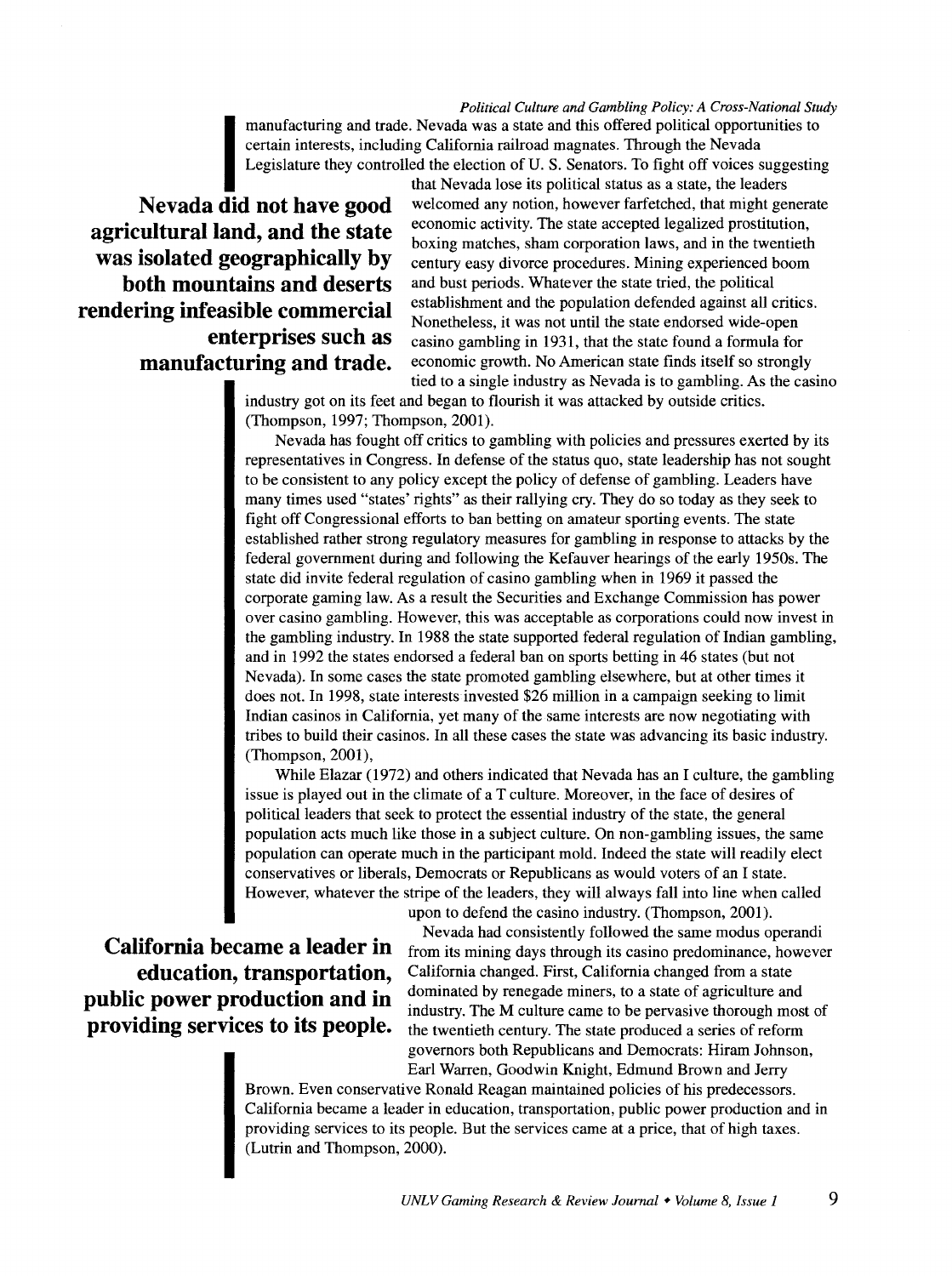manufacturing and trade. Nevada was a state and this offered political opportunities to certain interests, including California railroad magnates. Through the Nevada Legislature they controlled the election of U. S. Senators. To fight off voices suggesting that Nevada lose its political status as a state, the leaders welcomed any notion, however farfetched, that might generate economic activity. The state accepted legalized prostitution, boxing matches, sham corporation laws, and in the twentieth century easy divorce procedures. Mining experienced boom and bust periods. Whatever the state tried, the political establishment and the population defended against all critics. Nonetheless, it was not until the state endorsed wide-open casino gambling in 1931, that the state found a formula for economic growth. No American state finds itself so strongly tied to a single industry as Nevada is to gambling. As the casino industry got on its feet and began to flourish it was attacked by outside critics. (Thompson, 1997; Thompson, 2001).

**Nevada did not have good agricultural land, and the state was isolated geographically by both mountains and deserts rendering infeasible commercial enterprises such as manufacturing and trade.**

Nevada has fought off critics to gambling with policies and pressures exerted by its representatives in Congress. In defense of the status quo, state leadership has not sought to be consistent to any policy except the policy of defense of gambling. Leaders have many times used "states' rights" as their rallying cry. They do so today as they seek to fight off Congressional efforts to ban betting on amateur sporting events. The state established rather strong regulatory measures for gambling in response to attacks by the federal government during and following the Kefauver hearings of the early 1950s. The state did invite federal regulation of casino gambling when in 1969 it passed the corporate gaming law. As a result the Securities and Exchange Commission has power over casino gambling. However, this was acceptable as corporations could now invest in the gambling industry. In 1988 the state supported federal regulation of Indian gambling, and in 1992 the states endorsed a federal ban on sports betting in 46 states (but not Nevada). In some cases the state promoted gambling elsewhere, but at other times it does not. In 1998, state interests invested $26 million in a campaign seeking to limit Indian casinos in California, yet many of the same interests are now negotiating with tribes to build their casinos. In all these cases the state was advancing its basic industry. (Thompson, 2001),

While Elazar (1972) and others indicated that Nevada has an I culture, the gambling issue is played out in the climate of a T culture. Moreover, in the face of desires of political leaders that seek to protect the essential industry of the state, the general population acts much like those in a subject culture. On non-gambling issues, the same population can operate much in the participant mold. Indeed the state will readily elect conservatives or liberals, Democrats or Republicans as would voters of an I state. However, whatever the stripe of the leaders, they will always fall into line when called upon to defend the casino industry. (Thompson, 2001).

Nevada had consistently followed the same modus operandi from its mining days through its casino predominance, however California changed. First, California changed from a state dominated by renegade miners, to a state of agriculture and industry. The M culture came to be pervasive thorough most of the twentieth century. The state produced a series of reform governors both Republicans and Democrats: Hiram Johnson, Earl Warren, Goodwin Knight, Edmund Brown and Jerry Brown. Even conservative Ronald Reagan maintained policies of his predecessors. California became a leader in education, transportation, public power production and in providing services to its people. But the services came at a price, that of high taxes. (Lutrin and Thompson, 2000).

**California became a leader in education, transportation, public power production and in providing services to its people.**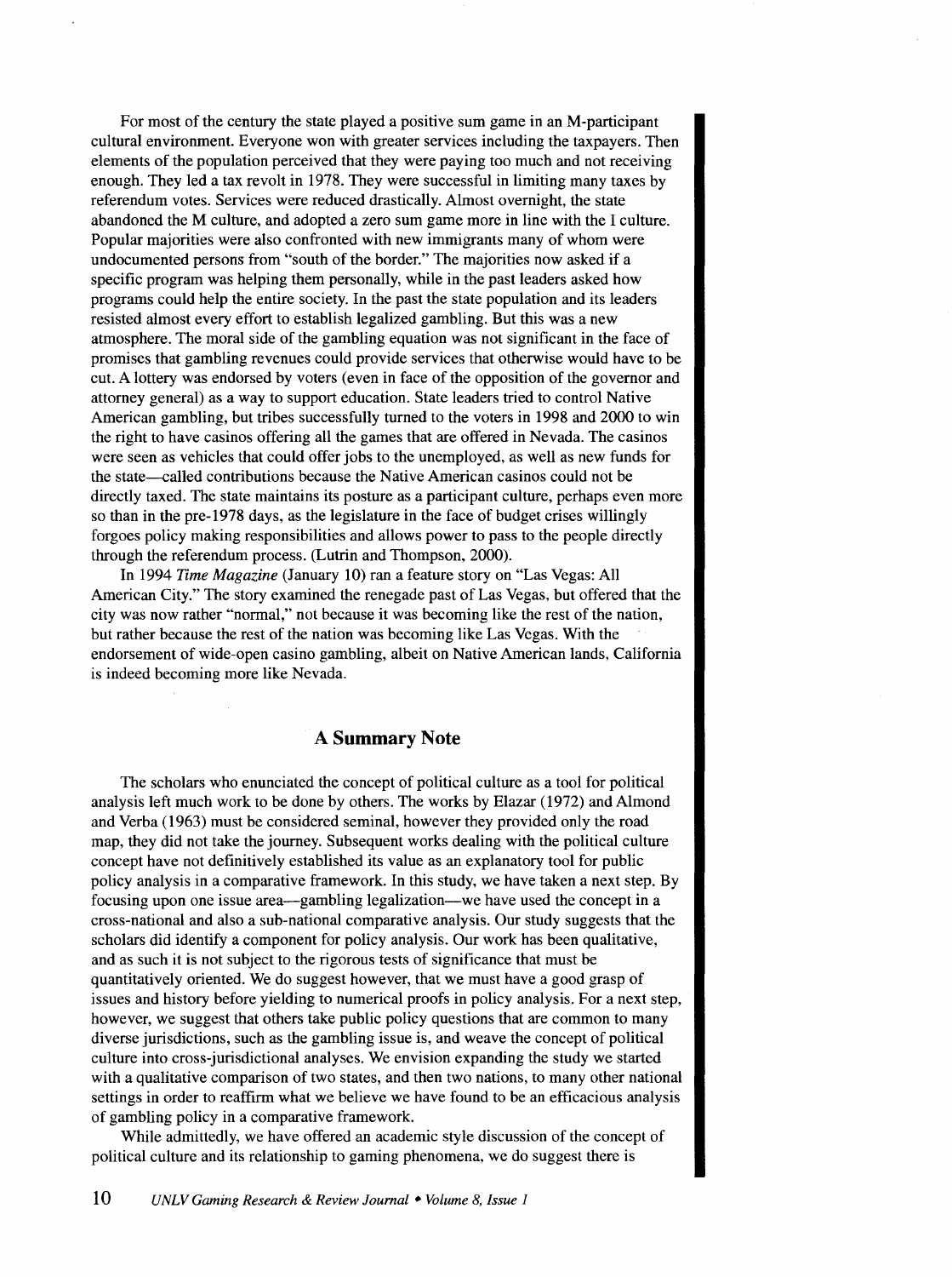For most of the century the state played a positive sum game in an M-participant cultural environment. Everyone won with greater services including the taxpayers. Then elements of the population perceived that they were paying too much and not receiving enough. They led a tax revolt in 1978. They were successful in limiting many taxes by referendum votes. Services were reduced drastically. Almost overnight, the state abandoned the M culture, and adopted a zero sum game more in line with the I culture. Popular majorities were also confronted with new immigrants many of whom were undocumented persons from "south of the border." The majorities now asked if a specific program was helping them personally, while in the past leaders asked how programs could help the entire society. In the past the state population and its leaders resisted almost every effort to establish legalized gambling. But this was a new atmosphere. The moral side of the gambling equation was not significant in the face of promises that gambling revenues could provide services that otherwise would have to be cut. A lottery was endorsed by voters (even in face of the opposition of the governor and attorney general) as a way to support education. State leaders tried to control Native American gambling, but tribes successfully turned to the voters in 1998 and 2000 to win the right to have casinos offering all the games that are offered in Nevada. The casinos were seen as vehicles that could offer jobs to the unemployed, as well as new funds for the state—called contributions because the Native American casinos could not be directly taxed. The state maintains its posture as a participant culture, perhaps even more so than in the pre-1978 days, as the legislature in the face of budget crises willingly forgoes policy making responsibilities and allows power to pass to the people directly through the referendum process. (Lutrin and Thompson, 2000).

In 1994 *Time Magazine* (January 10) ran a feature story on "Las Vegas: All American City." The story examined the renegade past of Las Vegas, but offered that the city was now rather "normal," not because it was becoming like the rest of the nation, but rather because the rest of the nation was becoming like Las Vegas. With the endorsement of wide-open casino gambling, albeit on Native American lands, California is indeed becoming more like Nevada.

## A Summary Note

The scholars who enunciated the concept of political culture as a tool for political analysis left much work to be done by others. The works by Elazar (1972) and Almond and Verba (1963) must be considered seminal, however they provided only the road map, they did not take the journey. Subsequent works dealing with the political culture concept have not definitively established its value as an explanatory tool for public policy analysis in a comparative framework. In this study, we have taken a next step. By focusing upon one issue area—gambling legalization—we have used the concept in a cross-national and also a sub-national comparative analysis. Our study suggests that the scholars did identify a component for policy analysis. Our work has been qualitative, and as such it is not subject to the rigorous tests of significance that must be quantitatively oriented. We do suggest however, that we must have a good grasp of issues and history before yielding to numerical proofs in policy analysis. For a next step, however, we suggest that others take public policy questions that are common to many diverse jurisdictions, such as the gambling issue is, and weave the concept of political culture into cross-jurisdictional analyses. We envision expanding the study we started with a qualitative comparison of two states, and then two nations, to many other national settings in order to reaffirm what we believe we have found to be an efficacious analysis of gambling policy in a comparative framework.

While admittedly, we have offered an academic style discussion of the concept of political culture and its relationship to gaming phenomena, we do suggest there is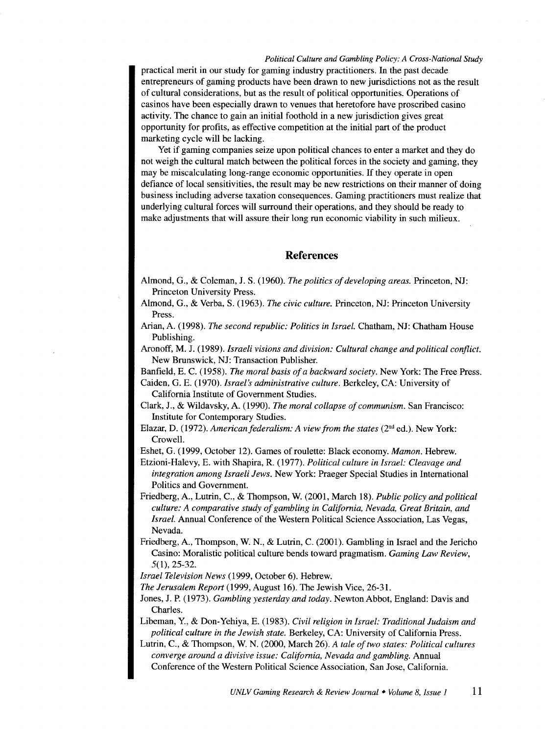practical merit in our study for gaming industry practitioners. In the past decade entrepreneurs of gaming products have been drawn to new jurisdictions not as the result of cultural considerations, but as the result of political opportunities. Operations of casinos have been especially drawn to venues that heretofore have proscribed casino activity. The chance to gain an initial foothold in a new jurisdiction gives great opportunity for profits, as effective competition at the initial part of the product marketing cycle will be lacking.

Yet if gaming companies seize upon political chances to enter a market and they do not weigh the cultural match between the political forces in the society and gaming, they may be miscalculating long-range economic opportunities. If they operate in open defiance of local sensitivities, the result may be new restrictions on their manner of doing business including adverse taxation consequences. Gaming practitioners must realize that underlying cultural forces will surround their operations, and they should be ready to make adjustments that will assure their long run economic viability in such milieux.

## References

Almond, G., & Coleman, J. S. (1960). *The politics of developing areas.* Princeton, NJ: Princeton University Press.

Almond, G., & Verba, S. (1963). *The civic culture.* Princeton, NJ: Princeton University Press.

Arian, A. (1998). *The second republic: Politics in Israel.* Chatham, NJ: Chatham House Publishing.

Aronoff, M. J. (1989). *Israeli visions and division: Cultural change and political conflict.* New Brunswick, NJ: Transaction Publisher.

Banfield, E. C. (1958). *The moral basis of a backward society.* New York: The Free Press.

Caiden, G. E. (1970). *Israel's administrative culture.* Berkeley, CA: University of California Institute of Government Studies.

Clark, J., & Wildavsky, A. (1990). *The moral collapse of communism.* San Francisco: Institute for Contemporary Studies.

Elazar, D. (1972). *American federalism: A view from the states* (2nd ed.). New York: Crowell.

Eshet, G. (1999, October 12). Games of roulette: Black economy. *Mamon.* Hebrew.

Etzioni-Halevy, E. with Shapira, R. (1977). *Political culture in Israel: Cleavage and integration among Israeli Jews.* New York: Praeger Special Studies in International Politics and Government.

Friedberg, A., Lutrin, C., & Thompson, W. (2001, March 18). *Public policy and political culture: A comparative study of gambling in California, Nevada, Great Britain, and Israel.* Annual Conference of the Western Political Science Association, Las Vegas, Nevada.

Friedberg, A., Thompson, W. N., & Lutrin, C. (2001). Gambling in Israel and the Jericho Casino: Moralistic political culture bends toward pragmatism. *Gaming Law Review, 5*(1), 25-32.

*Israel Television News* (1999, October 6). Hebrew.

*The Jerusalem Report* (1999, August 16). The Jewish Vice, 26-31.

Jones, J. P. (1973). *Gambling yesterday and today.* Newton Abbot, England: Davis and Charles.

Libeman, Y., & Don-Yehiya, E. (1983). *Civil religion in Israel: Traditional Judaism and political culture in the Jewish state.* Berkeley, CA: University of California Press.

Lutrin, C., & Thompson, W. N. (2000, March 26). *A tale of two states: Political cultures converge around a divisive issue: California, Nevada and gambling.* Annual Conference of the Western Political Science Association, San Jose, California.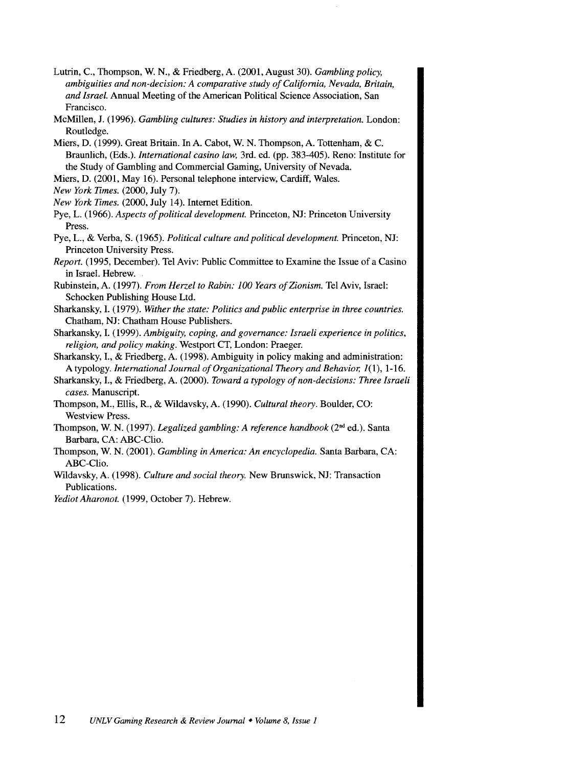Lutrin, C., Thompson, W. N., & Friedberg, A. (2001, August 30). *Gambling policy, ambiguities and non-decision: A comparative study of California, Nevada, Britain, and Israel.* Annual Meeting of the American Political Science Association, San Francisco.

McMillen, J. (1996). *Gambling cultures: Studies in history and interpretation.* London: Routledge.

Miers, D. (1999). Great Britain. In A. Cabot, W. N. Thompson, A. Tottenham, & C. Braunlich, (Eds.). *International casino law,* 3rd. ed. (pp. 383-405). Reno: Institute for the Study of Gambling and Commercial Gaming, University of Nevada.

Miers, D. (2001, May 16). Personal telephone interview, Cardiff, Wales.

*New York Times.* (2000, July 7).

*New York Times.* (2000, July 14). Internet Edition.

Pye, L. (1966). *Aspects of political development.* Princeton, NJ: Princeton University Press.

Pye, L., & Verba, S. (1965). *Political culture and political development.* Princeton, NJ: Princeton University Press.

*Report.* (1995, December). Tel Aviv: Public Committee to Examine the Issue of a Casino in Israel. Hebrew.

Rubinstein, A. (1997). *From Herzel to Rabin: 100 Years of Zionism.* Tel Aviv, Israel: Schocken Publishing House Ltd.

Sharkansky, I. (1979). *Wither the state: Politics and public enterprise in three countries.* Chatham, NJ: Chatham House Publishers.

Sharkansky, I. (1999). *Ambiguity, coping, and governance: Israeli experience in politics, religion, and policy making.* Westport CT, London: Praeger.

Sharkansky, I., & Friedberg, A. (1998). Ambiguity in policy making and administration: A typology. *International Journal of Organizational Theory and Behavior, 1*(1), 1-16.

Sharkansky, I., & Friedberg, A. (2000). *Toward a typology of non-decisions: Three Israeli cases.* Manuscript.

Thompson, M., Ellis, R., & Wildavsky, A. (1990). *Cultural theory.* Boulder, CO: Westview Press.

Thompson, W. N. (1997). *Legalized gambling: A reference handbook* (2nd ed.). Santa Barbara, CA: ABC-Clio.

Thompson, W. N. (2001). *Gambling in America: An encyclopedia.* Santa Barbara, CA: ABC-Clio.

Wildavsky, A. (1998). *Culture and social theory.* New Brunswick, NJ: Transaction Publications.

*Yediot Aharonot.* (1999, October 7). Hebrew.